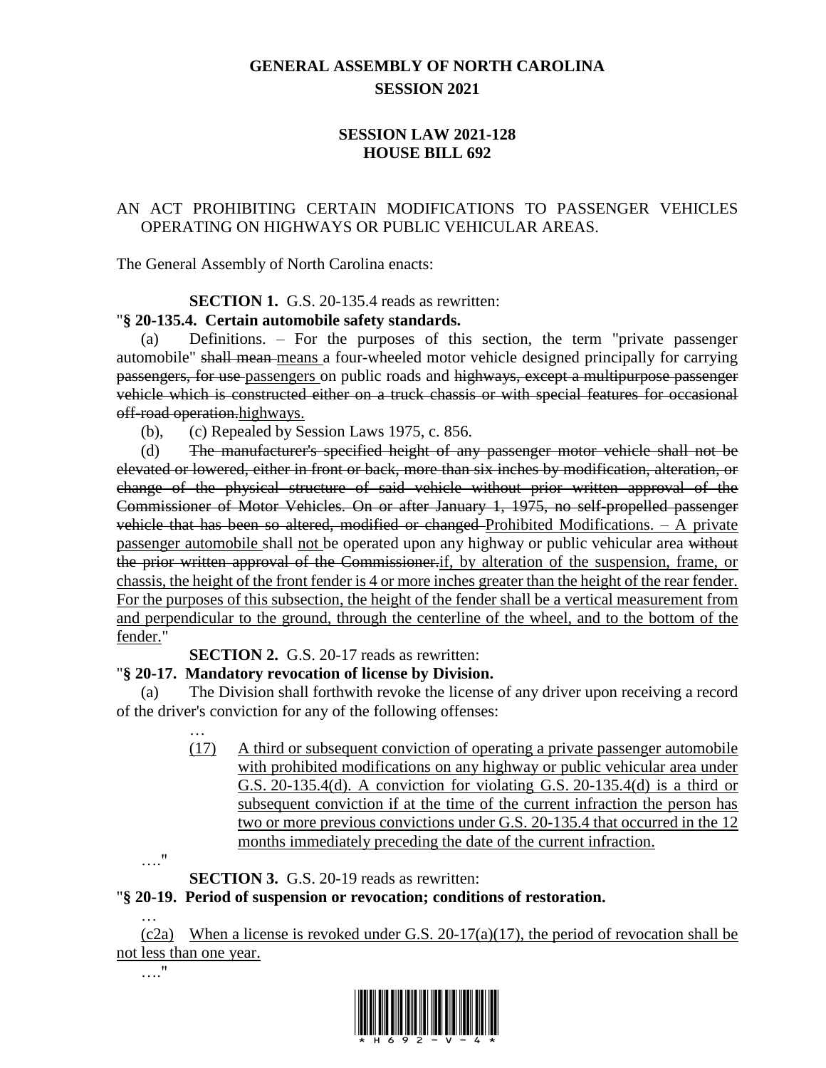# GENERAL ASSEMBLY OF NORTH CAROLINA
## SESSION 2021

### SESSION LAW 2021-128
### HOUSE BILL 692

AN ACT PROHIBITING CERTAIN MODIFICATIONS TO PASSENGER VEHICLES OPERATING ON HIGHWAYS OR PUBLIC VEHICULAR AREAS.

The General Assembly of North Carolina enacts:

**SECTION 1.** G.S. 20-135.4 reads as rewritten:

"**§ 20-135.4. Certain automobile safety standards.**

(a) Definitions. – For the purposes of this section, the term "private passenger automobile" ~~shall mean~~ <u>means</u> a four-wheeled motor vehicle designed principally for carrying ~~passengers, for use~~ <u>passengers</u> on public roads and ~~highways, except a multipurpose passenger vehicle which is constructed either on a truck chassis or with special features for occasional off-road operation.~~<u>highways.</u>

(b), (c) Repealed by Session Laws 1975, c. 856.

(d) ~~The manufacturer's specified height of any passenger motor vehicle shall not be elevated or lowered, either in front or back, more than six inches by modification, alteration, or change of the physical structure of said vehicle without prior written approval of the Commissioner of Motor Vehicles. On or after January 1, 1975, no self-propelled passenger vehicle that has been so altered, modified or changed~~ <u>Prohibited Modifications. – A private passenger automobile</u> shall <u>not</u> be operated upon any highway or public vehicular area ~~without the prior written approval of the Commissioner.~~<u>if, by alteration of the suspension, frame, or chassis, the height of the front fender is 4 or more inches greater than the height of the rear fender. For the purposes of this subsection, the height of the fender shall be a vertical measurement from and perpendicular to the ground, through the centerline of the wheel, and to the bottom of the fender.</u>"

**SECTION 2.** G.S. 20-17 reads as rewritten:

"**§ 20-17. Mandatory revocation of license by Division.**

(a) The Division shall forthwith revoke the license of any driver upon receiving a record of the driver's conviction for any of the following offenses:

…

<u>(17)</u> <u>A third or subsequent conviction of operating a private passenger automobile with prohibited modifications on any highway or public vehicular area under G.S. 20-135.4(d). A conviction for violating G.S. 20-135.4(d) is a third or subsequent conviction if at the time of the current infraction the person has two or more previous convictions under G.S. 20-135.4 that occurred in the 12 months immediately preceding the date of the current infraction.</u>

…."

**SECTION 3.** G.S. 20-19 reads as rewritten:

"**§ 20-19. Period of suspension or revocation; conditions of restoration.**

…

<u>(c2a)</u> <u>When a license is revoked under G.S. 20-17(a)(17), the period of revocation shall be not less than one year.</u>

…."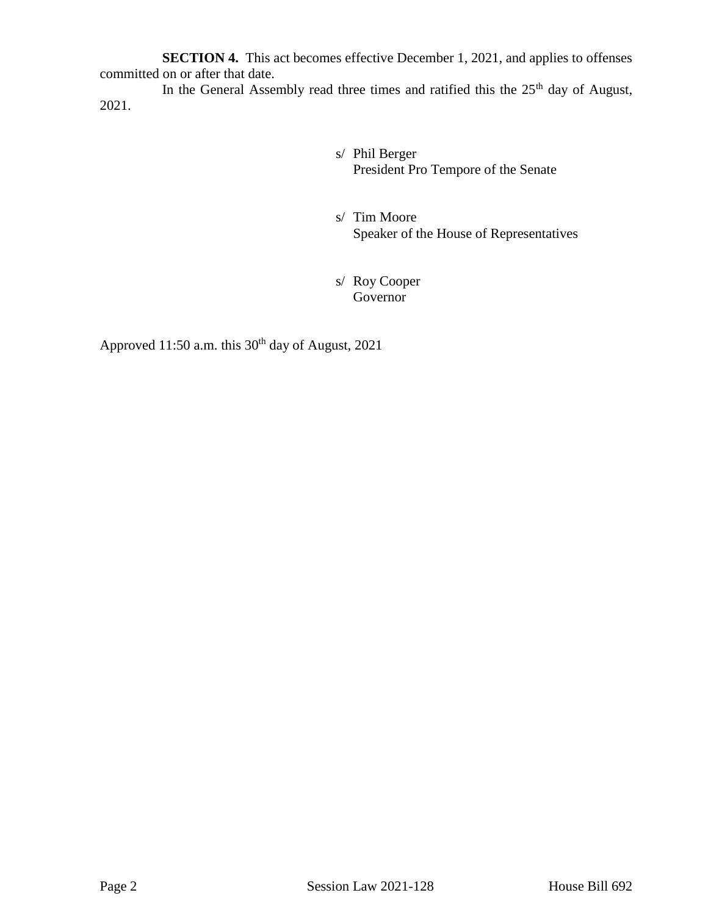**SECTION 4.** This act becomes effective December 1, 2021, and applies to offenses committed on or after that date.

In the General Assembly read three times and ratified this the 25th day of August, 2021.

s/ Phil Berger
President Pro Tempore of the Senate

s/ Tim Moore
Speaker of the House of Representatives

s/ Roy Cooper
Governor

Approved 11:50 a.m. this 30th day of August, 2021